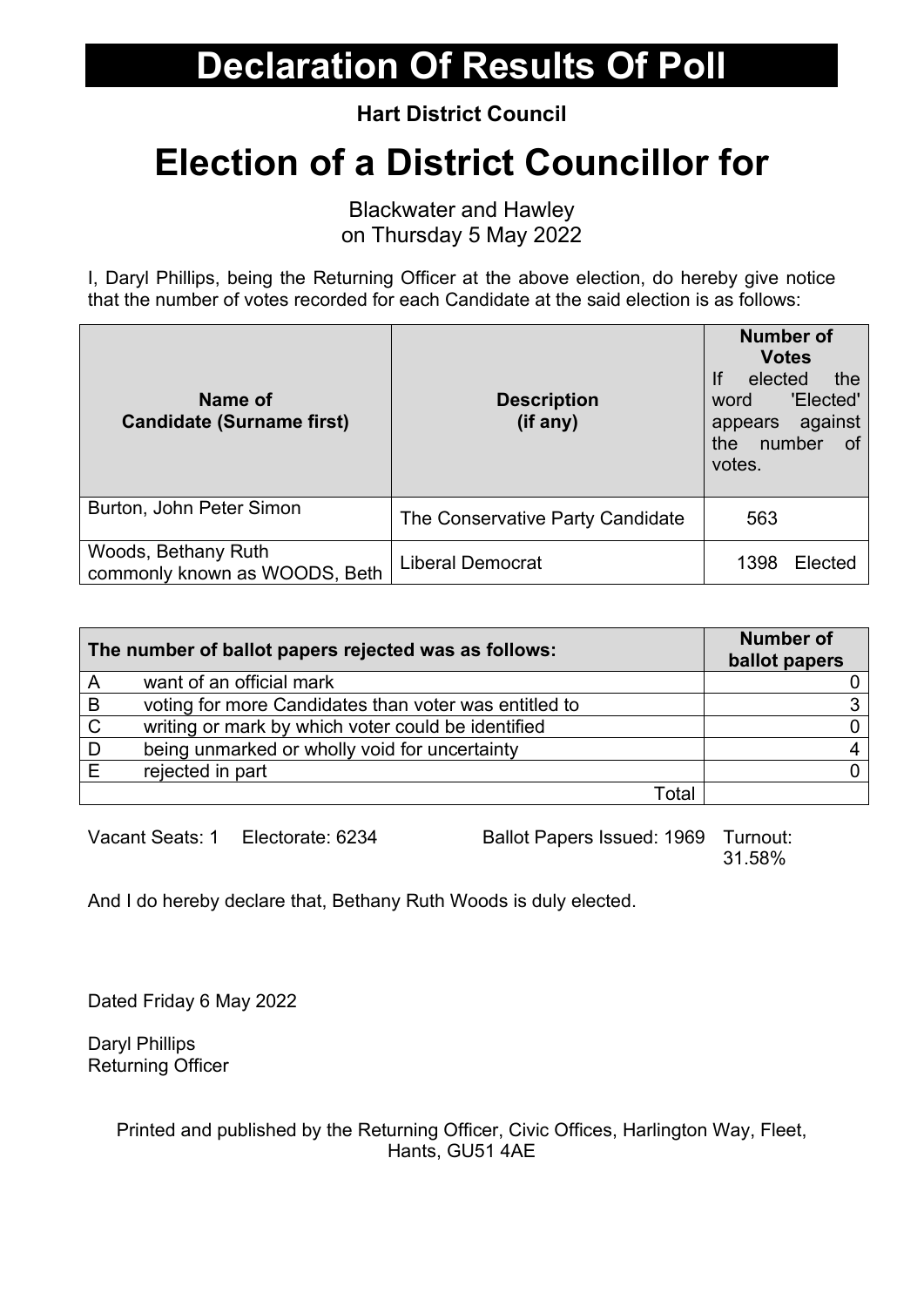# Declaration Of Results Of Poll

**Hart District Council**

# Election of a District Councillor for

Blackwater and Hawley
on Thursday 5 May 2022

I, Daryl Phillips, being the Returning Officer at the above election, do hereby give notice that the number of votes recorded for each Candidate at the said election is as follows:

| Name of Candidate (Surname first) | Description (if any) | Number of Votes If elected the word 'Elected' appears against the number of votes. |
|---|---|---|
| Burton, John Peter Simon | The Conservative Party Candidate | 563 |
| Woods, Bethany Ruth commonly known as WOODS, Beth | Liberal Democrat | 1398 Elected |

| The number of ballot papers rejected was as follows: | | Number of ballot papers |
|---|---|---|
| A | want of an official mark | 0 |
| B | voting for more Candidates than voter was entitled to | 3 |
| C | writing or mark by which voter could be identified | 0 |
| D | being unmarked or wholly void for uncertainty | 4 |
| E | rejected in part | 0 |
| | Total | |

Vacant Seats: 1 Electorate: 6234 Ballot Papers Issued: 1969 Turnout: 31.58%

And I do hereby declare that, Bethany Ruth Woods is duly elected.

Dated Friday 6 May 2022

Daryl Phillips
Returning Officer

Printed and published by the Returning Officer, Civic Offices, Harlington Way, Fleet, Hants, GU51 4AE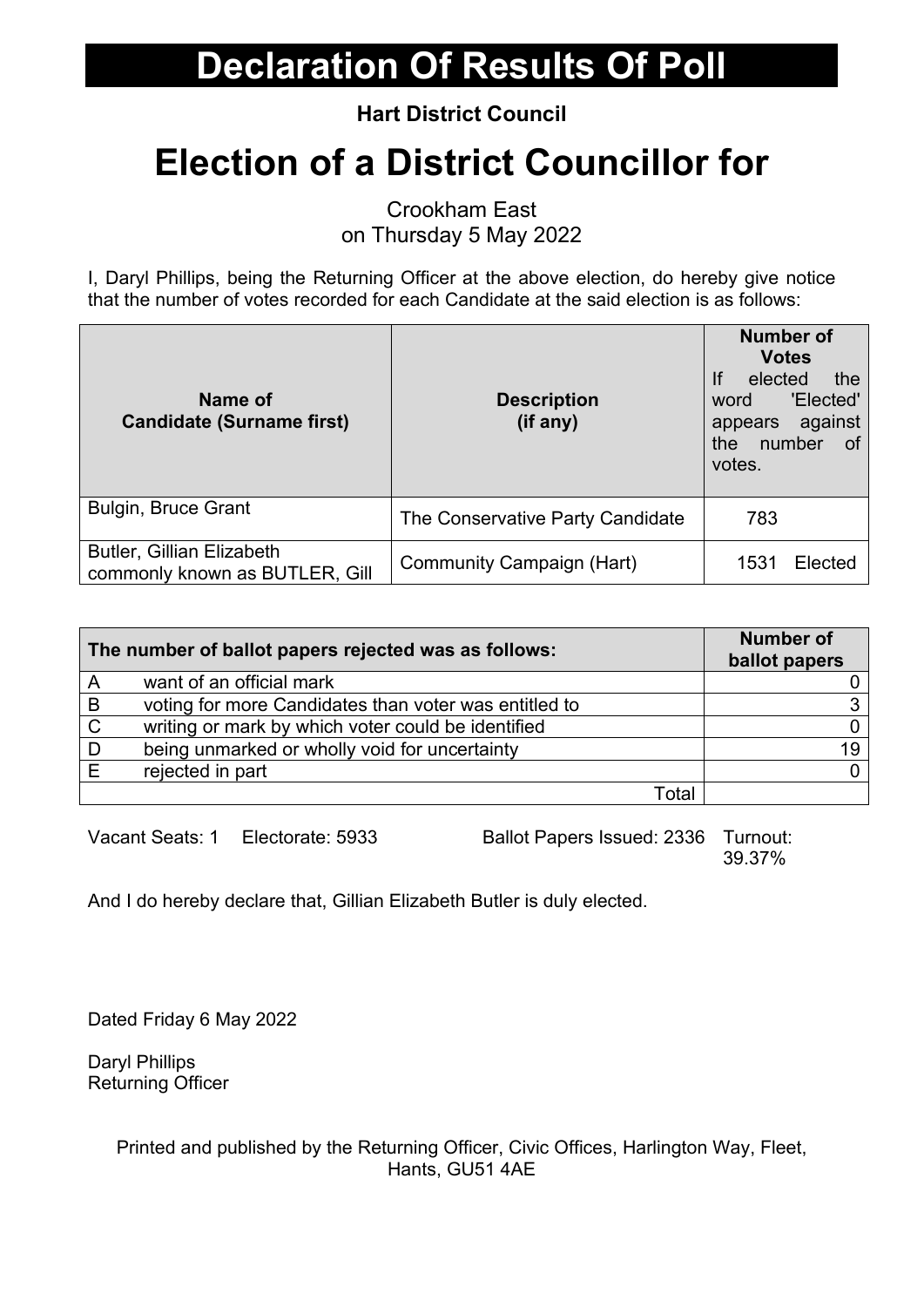# Declaration Of Results Of Poll

**Hart District Council**

# Election of a District Councillor for

Crookham East
on Thursday 5 May 2022

I, Daryl Phillips, being the Returning Officer at the above election, do hereby give notice that the number of votes recorded for each Candidate at the said election is as follows:

| Name of Candidate (Surname first) | Description (if any) | Number of Votes If elected the word 'Elected' appears against the number of votes. |
|---|---|---|
| Bulgin, Bruce Grant | The Conservative Party Candidate | 783 |
| Butler, Gillian Elizabeth commonly known as BUTLER, Gill | Community Campaign (Hart) | 1531 Elected |

| The number of ballot papers rejected was as follows: | | Number of ballot papers |
|---|---|---|
| A | want of an official mark | 0 |
| B | voting for more Candidates than voter was entitled to | 3 |
| C | writing or mark by which voter could be identified | 0 |
| D | being unmarked or wholly void for uncertainty | 19 |
| E | rejected in part | 0 |
| | Total | |

Vacant Seats: 1 Electorate: 5933 Ballot Papers Issued: 2336 Turnout: 39.37%

And I do hereby declare that, Gillian Elizabeth Butler is duly elected.

Dated Friday 6 May 2022

Daryl Phillips
Returning Officer

Printed and published by the Returning Officer, Civic Offices, Harlington Way, Fleet, Hants, GU51 4AE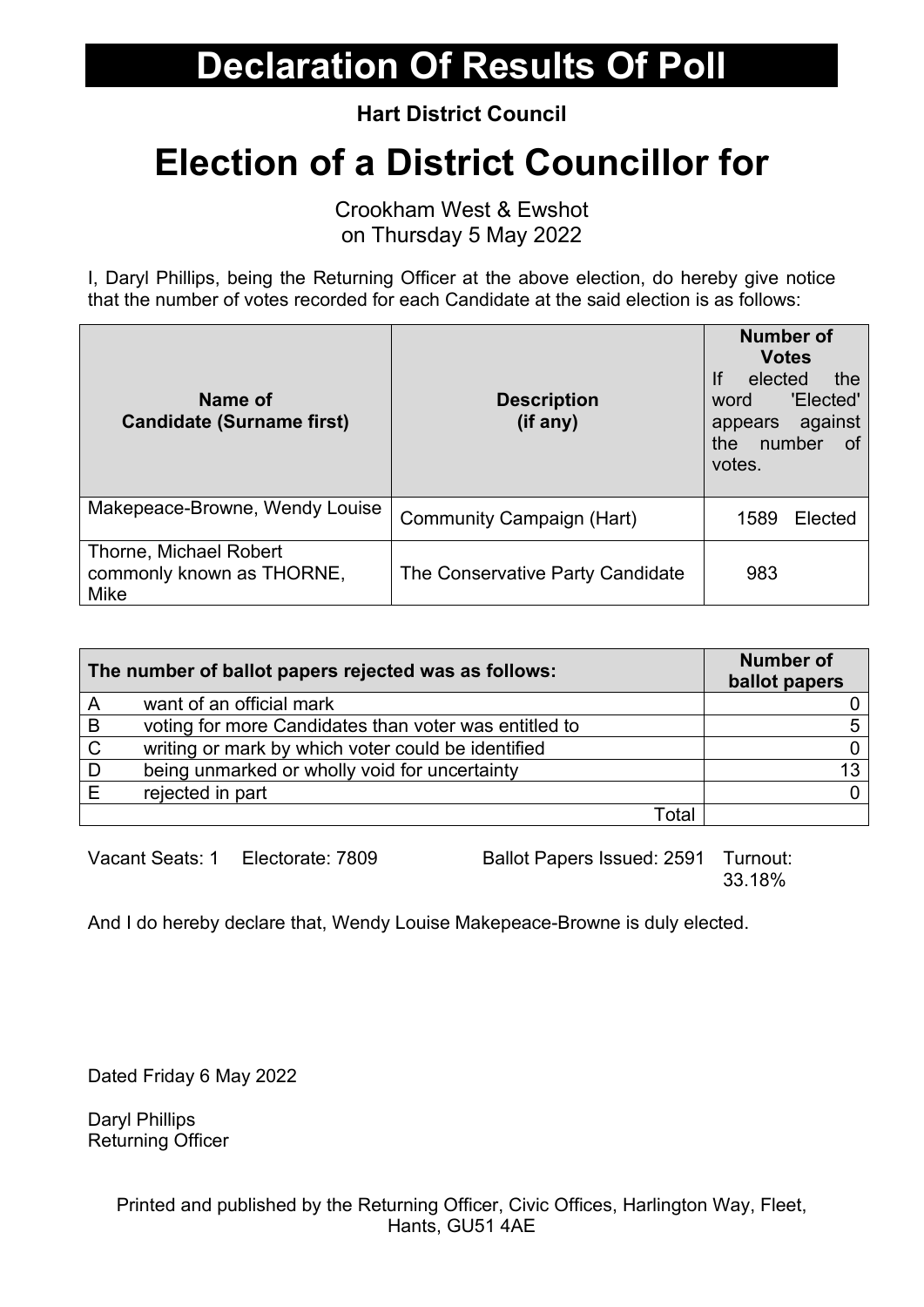# Declaration Of Results Of Poll

**Hart District Council**

# Election of a District Councillor for

Crookham West & Ewshot
on Thursday 5 May 2022

I, Daryl Phillips, being the Returning Officer at the above election, do hereby give notice that the number of votes recorded for each Candidate at the said election is as follows:

| Name of Candidate (Surname first) | Description (if any) | Number of Votes If elected the word 'Elected' appears against the number of votes. |
|---|---|---|
| Makepeace-Browne, Wendy Louise | Community Campaign (Hart) | 1589 Elected |
| Thorne, Michael Robert commonly known as THORNE, Mike | The Conservative Party Candidate | 983 |

| The number of ballot papers rejected was as follows: | | Number of ballot papers |
|---|---|---|
| A | want of an official mark | 0 |
| B | voting for more Candidates than voter was entitled to | 5 |
| C | writing or mark by which voter could be identified | 0 |
| D | being unmarked or wholly void for uncertainty | 13 |
| E | rejected in part | 0 |
| | Total | |

Vacant Seats: 1 Electorate: 7809 Ballot Papers Issued: 2591 Turnout: 33.18%

And I do hereby declare that, Wendy Louise Makepeace-Browne is duly elected.

Dated Friday 6 May 2022

Daryl Phillips
Returning Officer

Printed and published by the Returning Officer, Civic Offices, Harlington Way, Fleet, Hants, GU51 4AE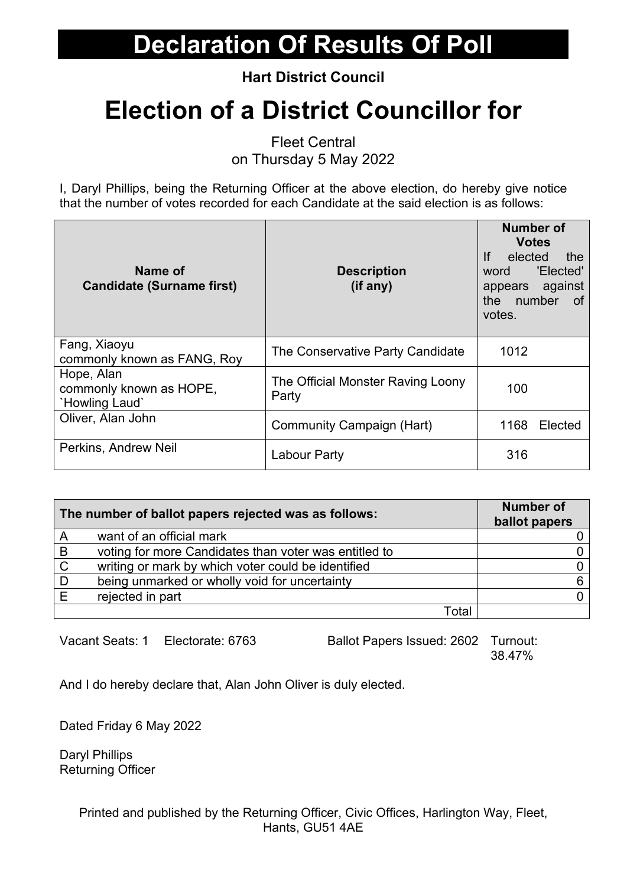# Declaration Of Results Of Poll

**Hart District Council**

# Election of a District Councillor for

Fleet Central
on Thursday 5 May 2022

I, Daryl Phillips, being the Returning Officer at the above election, do hereby give notice that the number of votes recorded for each Candidate at the said election is as follows:

| Name of Candidate (Surname first) | Description (if any) | Number of Votes If elected the word 'Elected' appears against the number of votes. |
|---|---|---|
| Fang, Xiaoyu commonly known as FANG, Roy | The Conservative Party Candidate | 1012 |
| Hope, Alan commonly known as HOPE, `Howling Laud` | The Official Monster Raving Loony Party | 100 |
| Oliver, Alan John | Community Campaign (Hart) | 1168 Elected |
| Perkins, Andrew Neil | Labour Party | 316 |

| The number of ballot papers rejected was as follows: | | Number of ballot papers |
|---|---|---|
| A | want of an official mark | 0 |
| B | voting for more Candidates than voter was entitled to | 0 |
| C | writing or mark by which voter could be identified | 0 |
| D | being unmarked or wholly void for uncertainty | 6 |
| E | rejected in part | 0 |
| | Total | |

Vacant Seats: 1 Electorate: 6763 Ballot Papers Issued: 2602 Turnout: 38.47%

And I do hereby declare that, Alan John Oliver is duly elected.

Dated Friday 6 May 2022

Daryl Phillips
Returning Officer

Printed and published by the Returning Officer, Civic Offices, Harlington Way, Fleet, Hants, GU51 4AE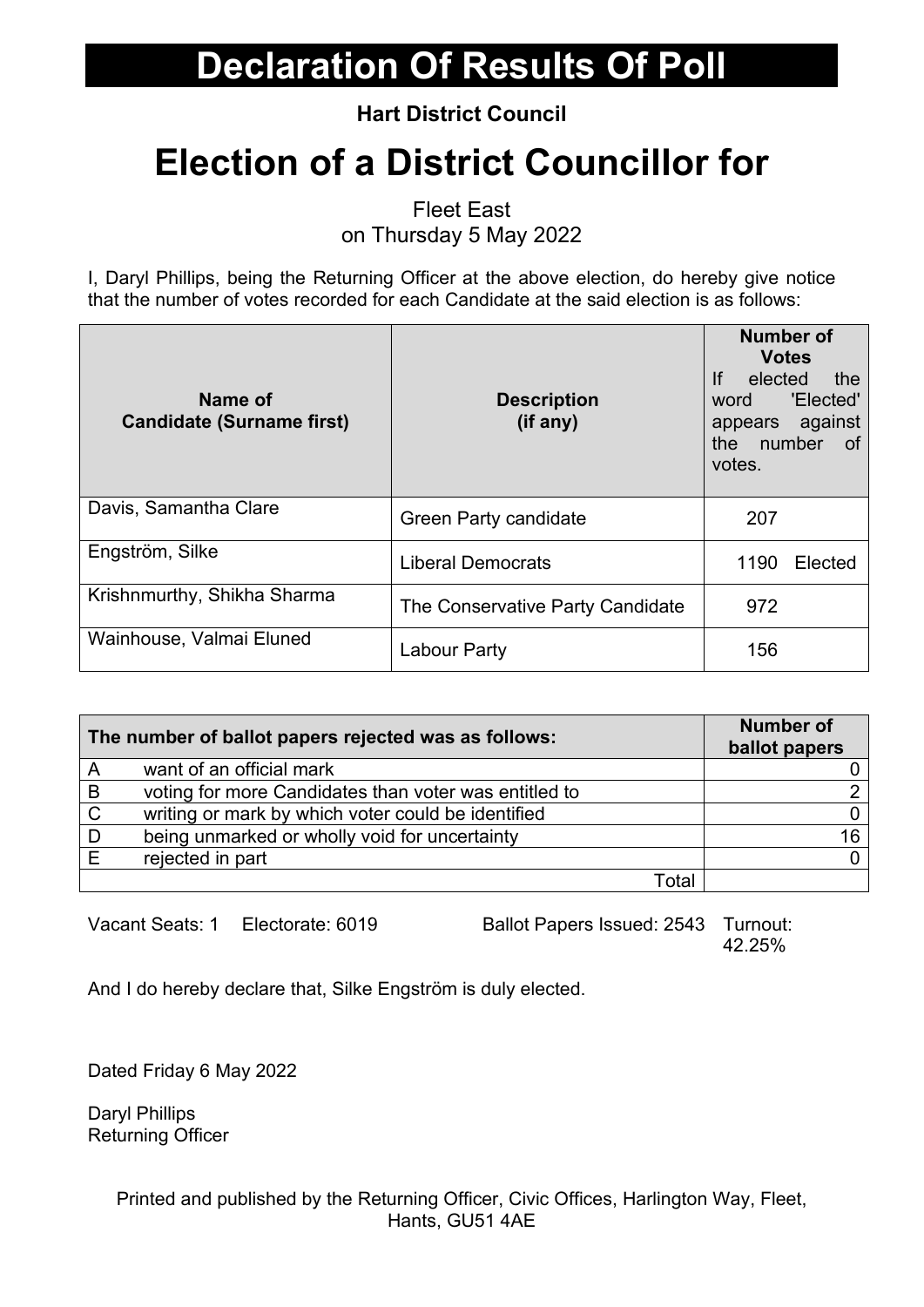# Declaration Of Results Of Poll

**Hart District Council**

# Election of a District Councillor for

Fleet East
on Thursday 5 May 2022

I, Daryl Phillips, being the Returning Officer at the above election, do hereby give notice that the number of votes recorded for each Candidate at the said election is as follows:

| Name of Candidate (Surname first) | Description (if any) | Number of Votes If elected the word 'Elected' appears against the number of votes. |
|---|---|---|
| Davis, Samantha Clare | Green Party candidate | 207 |
| Engström, Silke | Liberal Democrats | 1190 Elected |
| Krishnmurthy, Shikha Sharma | The Conservative Party Candidate | 972 |
| Wainhouse, Valmai Eluned | Labour Party | 156 |

| The number of ballot papers rejected was as follows: | | Number of ballot papers |
|---|---|---|
| A | want of an official mark | 0 |
| B | voting for more Candidates than voter was entitled to | 2 |
| C | writing or mark by which voter could be identified | 0 |
| D | being unmarked or wholly void for uncertainty | 16 |
| E | rejected in part | 0 |
| | Total | |

Vacant Seats: 1    Electorate: 6019    Ballot Papers Issued: 2543    Turnout: 42.25%

And I do hereby declare that, Silke Engström is duly elected.

Dated Friday 6 May 2022

Daryl Phillips
Returning Officer

Printed and published by the Returning Officer, Civic Offices, Harlington Way, Fleet, Hants, GU51 4AE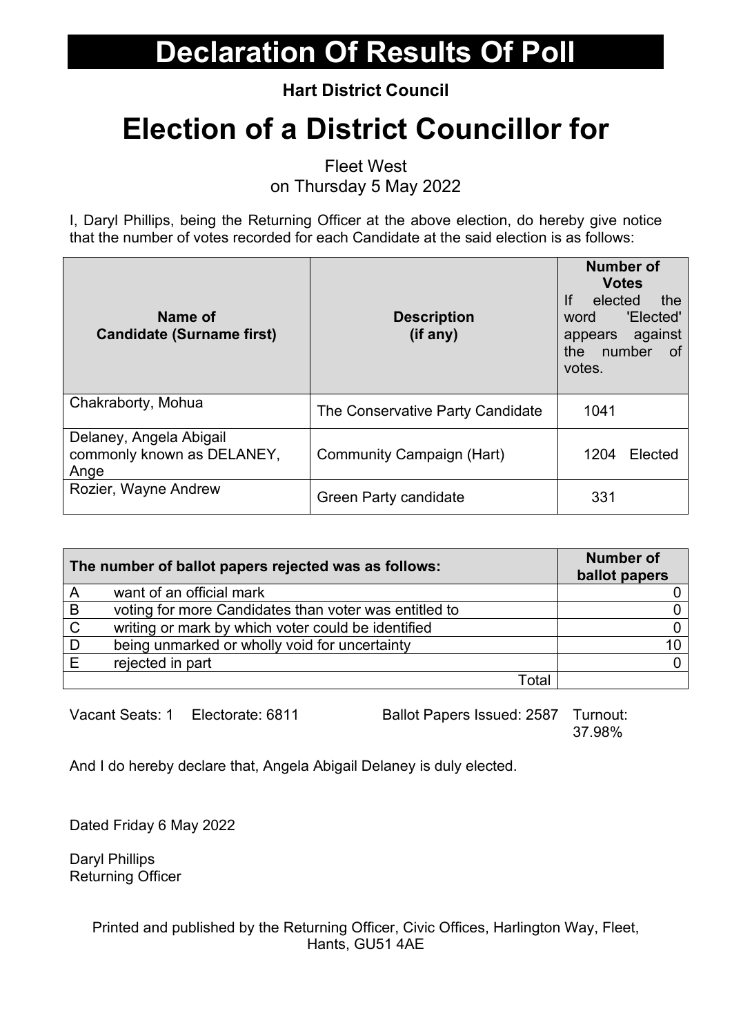# Declaration Of Results Of Poll

**Hart District Council**

# Election of a District Councillor for

Fleet West
on Thursday 5 May 2022

I, Daryl Phillips, being the Returning Officer at the above election, do hereby give notice that the number of votes recorded for each Candidate at the said election is as follows:

| Name of Candidate (Surname first) | Description (if any) | Number of Votes If elected the word 'Elected' appears against the number of votes. |
|---|---|---|
| Chakraborty, Mohua | The Conservative Party Candidate | 1041 |
| Delaney, Angela Abigail commonly known as DELANEY, Ange | Community Campaign (Hart) | 1204 Elected |
| Rozier, Wayne Andrew | Green Party candidate | 331 |

| The number of ballot papers rejected was as follows: | | Number of ballot papers |
|---|---|---|
| A | want of an official mark | 0 |
| B | voting for more Candidates than voter was entitled to | 0 |
| C | writing or mark by which voter could be identified | 0 |
| D | being unmarked or wholly void for uncertainty | 10 |
| E | rejected in part | 0 |
| | Total | |

Vacant Seats: 1 Electorate: 6811 Ballot Papers Issued: 2587 Turnout: 37.98%

And I do hereby declare that, Angela Abigail Delaney is duly elected.

Dated Friday 6 May 2022

Daryl Phillips
Returning Officer

Printed and published by the Returning Officer, Civic Offices, Harlington Way, Fleet, Hants, GU51 4AE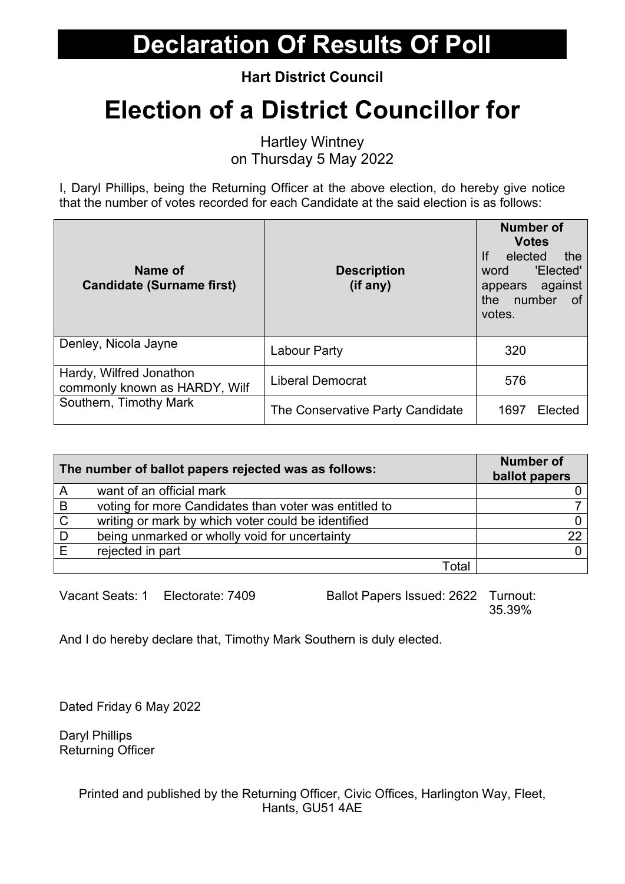# Declaration Of Results Of Poll

**Hart District Council**

# Election of a District Councillor for

Hartley Wintney
on Thursday 5 May 2022

I, Daryl Phillips, being the Returning Officer at the above election, do hereby give notice that the number of votes recorded for each Candidate at the said election is as follows:

| Name of Candidate (Surname first) | Description (if any) | Number of Votes If elected the word 'Elected' appears against the number of votes. |
|---|---|---|
| Denley, Nicola Jayne | Labour Party | 320 |
| Hardy, Wilfred Jonathon commonly known as HARDY, Wilf | Liberal Democrat | 576 |
| Southern, Timothy Mark | The Conservative Party Candidate | 1697 Elected |

| The number of ballot papers rejected was as follows: | | Number of ballot papers |
|---|---|---|
| A | want of an official mark | 0 |
| B | voting for more Candidates than voter was entitled to | 7 |
| C | writing or mark by which voter could be identified | 0 |
| D | being unmarked or wholly void for uncertainty | 22 |
| E | rejected in part | 0 |
| | Total | |

Vacant Seats: 1 Electorate: 7409 Ballot Papers Issued: 2622 Turnout: 35.39%

And I do hereby declare that, Timothy Mark Southern is duly elected.

Dated Friday 6 May 2022

Daryl Phillips
Returning Officer

Printed and published by the Returning Officer, Civic Offices, Harlington Way, Fleet, Hants, GU51 4AE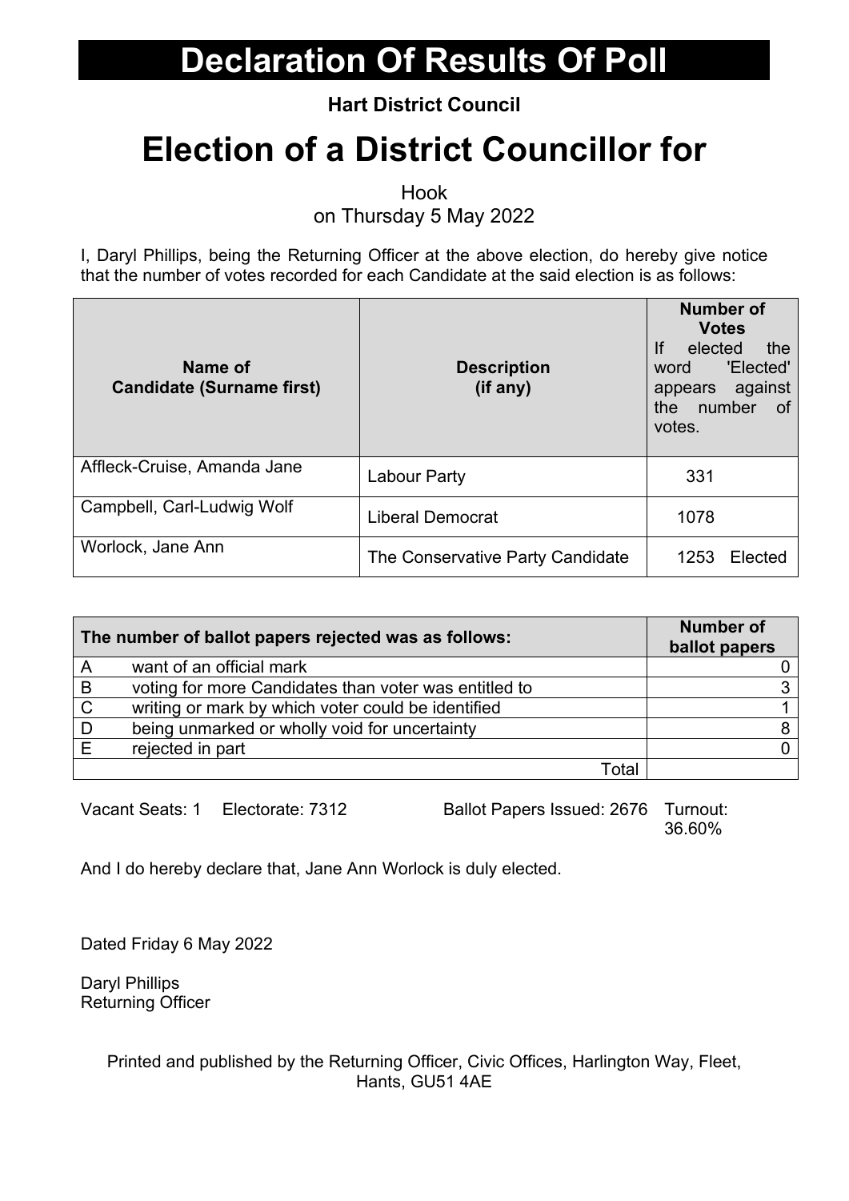# Declaration Of Results Of Poll

**Hart District Council**

# Election of a District Councillor for

Hook
on Thursday 5 May 2022

I, Daryl Phillips, being the Returning Officer at the above election, do hereby give notice that the number of votes recorded for each Candidate at the said election is as follows:

| Name of Candidate (Surname first) | Description (if any) | Number of Votes If elected the word 'Elected' appears against the number of votes. |
|---|---|---|
| Affleck-Cruise, Amanda Jane | Labour Party | 331 |
| Campbell, Carl-Ludwig Wolf | Liberal Democrat | 1078 |
| Worlock, Jane Ann | The Conservative Party Candidate | 1253 Elected |

| | The number of ballot papers rejected was as follows: | Number of ballot papers |
|---|---|---|
| A | want of an official mark | 0 |
| B | voting for more Candidates than voter was entitled to | 3 |
| C | writing or mark by which voter could be identified | 1 |
| D | being unmarked or wholly void for uncertainty | 8 |
| E | rejected in part | 0 |
| | Total | |

Vacant Seats: 1 Electorate: 7312 Ballot Papers Issued: 2676 Turnout: 36.60%

And I do hereby declare that, Jane Ann Worlock is duly elected.

Dated Friday 6 May 2022

Daryl Phillips
Returning Officer

Printed and published by the Returning Officer, Civic Offices, Harlington Way, Fleet, Hants, GU51 4AE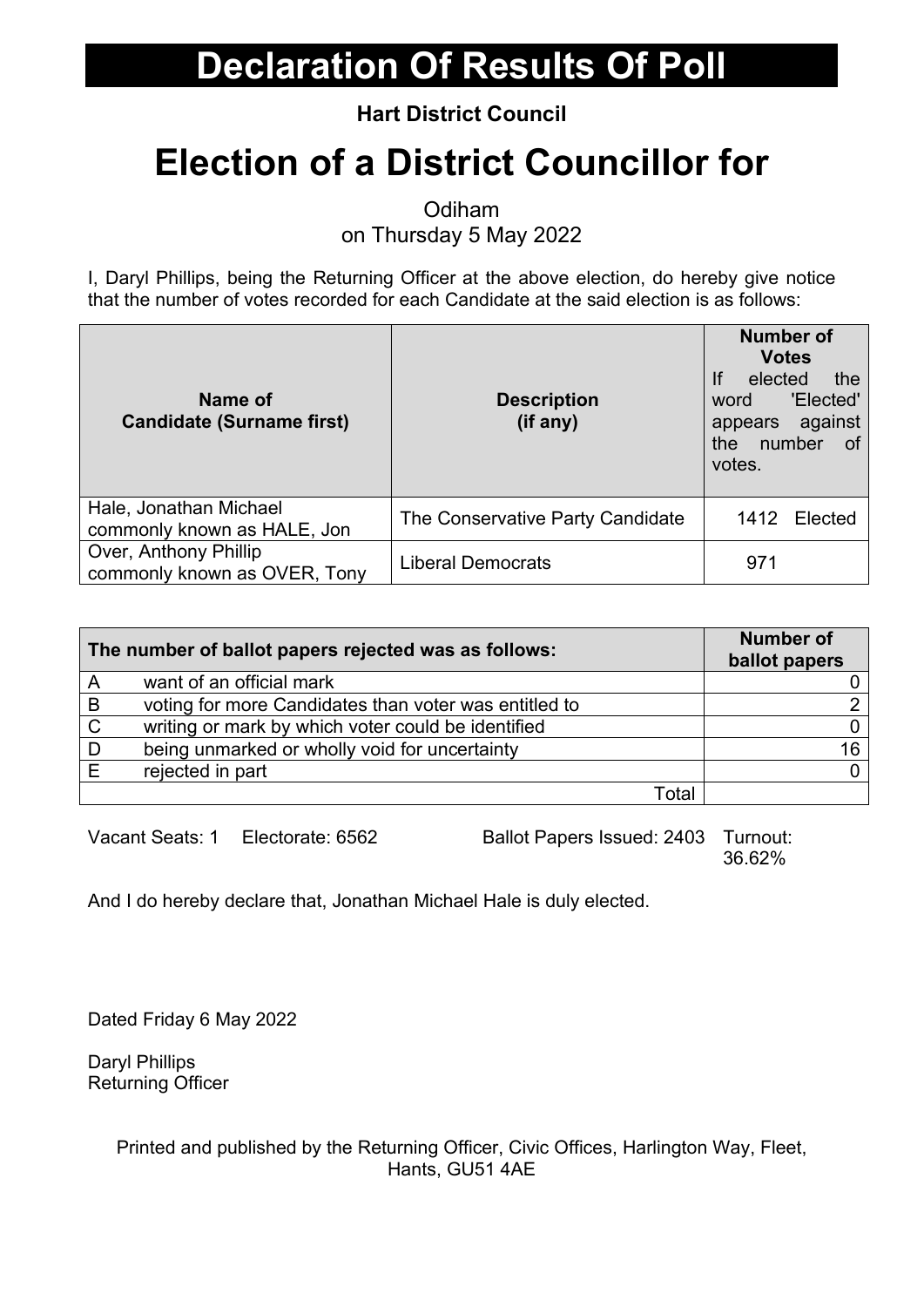# Declaration Of Results Of Poll

**Hart District Council**

# Election of a District Councillor for

Odiham
on Thursday 5 May 2022

I, Daryl Phillips, being the Returning Officer at the above election, do hereby give notice that the number of votes recorded for each Candidate at the said election is as follows:

| Name of Candidate (Surname first) | Description (if any) | Number of Votes If elected the word 'Elected' appears against the number of votes. |
|---|---|---|
| Hale, Jonathan Michael commonly known as HALE, Jon | The Conservative Party Candidate | 1412 Elected |
| Over, Anthony Phillip commonly known as OVER, Tony | Liberal Democrats | 971 |

| | The number of ballot papers rejected was as follows: | Number of ballot papers |
|---|---|---|
| A | want of an official mark | 0 |
| B | voting for more Candidates than voter was entitled to | 2 |
| C | writing or mark by which voter could be identified | 0 |
| D | being unmarked or wholly void for uncertainty | 16 |
| E | rejected in part | 0 |
| | Total | |

Vacant Seats: 1 Electorate: 6562 Ballot Papers Issued: 2403 Turnout: 36.62%

And I do hereby declare that, Jonathan Michael Hale is duly elected.

Dated Friday 6 May 2022

Daryl Phillips
Returning Officer

Printed and published by the Returning Officer, Civic Offices, Harlington Way, Fleet, Hants, GU51 4AE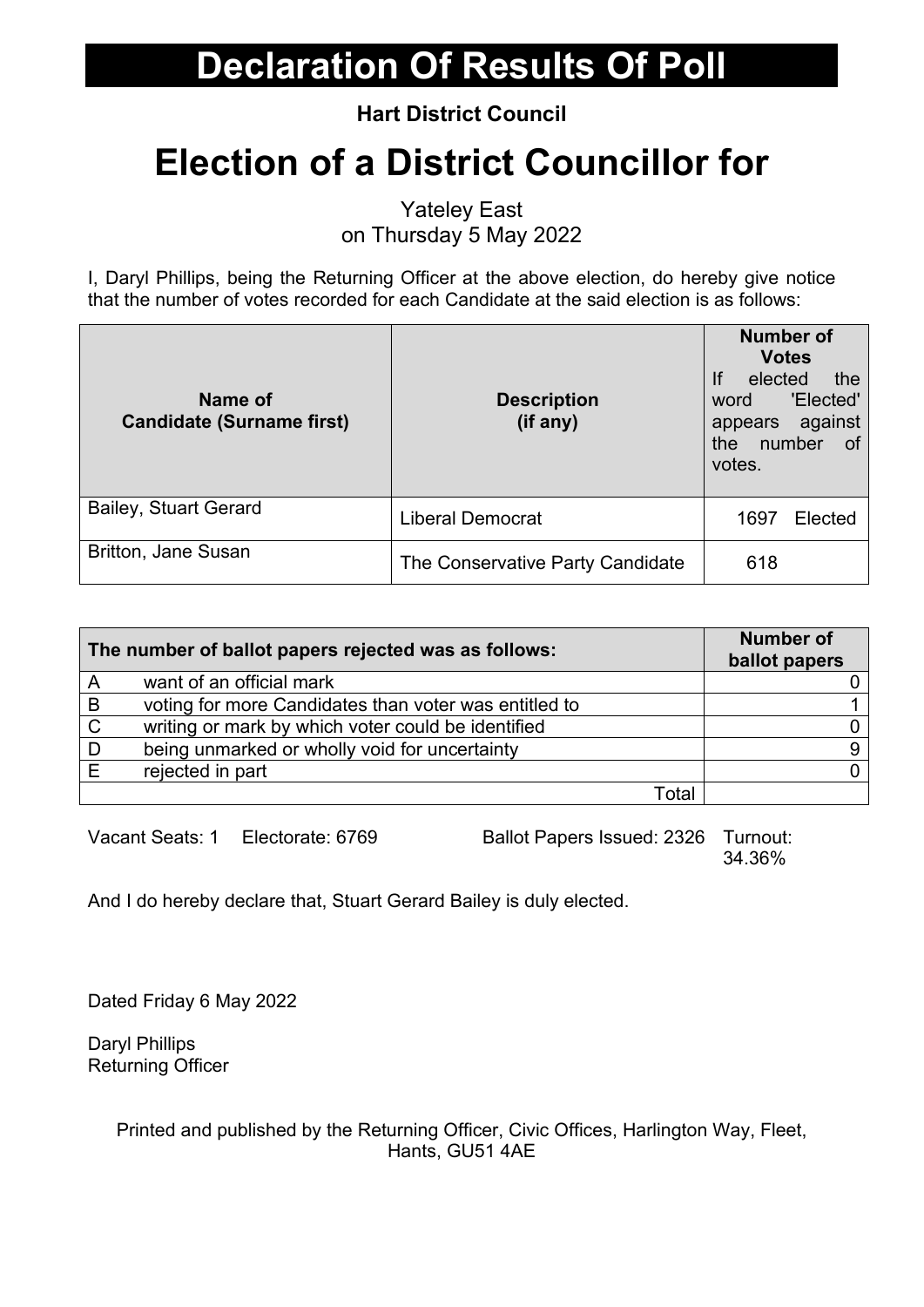# Declaration Of Results Of Poll

**Hart District Council**

# Election of a District Councillor for

Yateley East
on Thursday 5 May 2022

I, Daryl Phillips, being the Returning Officer at the above election, do hereby give notice that the number of votes recorded for each Candidate at the said election is as follows:

| Name of Candidate (Surname first) | Description (if any) | Number of Votes If elected the word 'Elected' appears against the number of votes. |
|---|---|---|
| Bailey, Stuart Gerard | Liberal Democrat | 1697 Elected |
| Britton, Jane Susan | The Conservative Party Candidate | 618 |

| | The number of ballot papers rejected was as follows: | Number of ballot papers |
|---|---|---|
| A | want of an official mark | 0 |
| B | voting for more Candidates than voter was entitled to | 1 |
| C | writing or mark by which voter could be identified | 0 |
| D | being unmarked or wholly void for uncertainty | 9 |
| E | rejected in part | 0 |
| | Total | |

Vacant Seats: 1 Electorate: 6769 Ballot Papers Issued: 2326 Turnout: 34.36%

And I do hereby declare that, Stuart Gerard Bailey is duly elected.

Dated Friday 6 May 2022

Daryl Phillips
Returning Officer

Printed and published by the Returning Officer, Civic Offices, Harlington Way, Fleet, Hants, GU51 4AE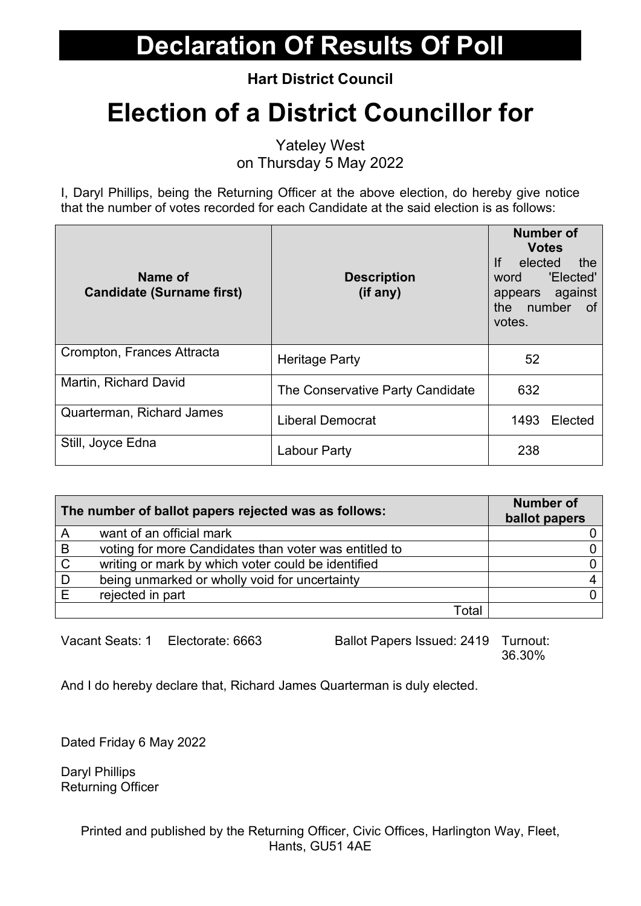# Declaration Of Results Of Poll

**Hart District Council**

# Election of a District Councillor for

Yateley West
on Thursday 5 May 2022

I, Daryl Phillips, being the Returning Officer at the above election, do hereby give notice that the number of votes recorded for each Candidate at the said election is as follows:

| Name of Candidate (Surname first) | Description (if any) | Number of Votes If elected the word 'Elected' appears against the number of votes. |
|---|---|---|
| Crompton, Frances Attracta | Heritage Party | 52 |
| Martin, Richard David | The Conservative Party Candidate | 632 |
| Quarterman, Richard James | Liberal Democrat | 1493 Elected |
| Still, Joyce Edna | Labour Party | 238 |

| The number of ballot papers rejected was as follows: | | Number of ballot papers |
|---|---|---|
| A | want of an official mark | 0 |
| B | voting for more Candidates than voter was entitled to | 0 |
| C | writing or mark by which voter could be identified | 0 |
| D | being unmarked or wholly void for uncertainty | 4 |
| E | rejected in part | 0 |
| | Total | |

Vacant Seats: 1 Electorate: 6663 Ballot Papers Issued: 2419 Turnout: 36.30%

And I do hereby declare that, Richard James Quarterman is duly elected.

Dated Friday 6 May 2022

Daryl Phillips
Returning Officer

Printed and published by the Returning Officer, Civic Offices, Harlington Way, Fleet, Hants, GU51 4AE